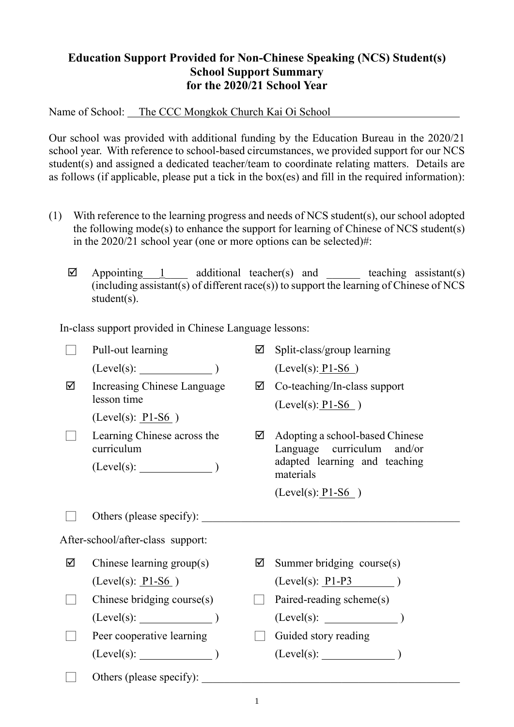# Education Support Provided for Non-Chinese Speaking (NCS) Student(s)
## School Support Summary
## for the 2020/21 School Year

Name of School: The CCC Mongkok Church Kai Oi School

Our school was provided with additional funding by the Education Bureau in the 2020/21 school year. With reference to school-based circumstances, we provided support for our NCS student(s) and assigned a dedicated teacher/team to coordinate relating matters. Details are as follows (if applicable, please put a tick in the box(es) and fill in the required information):

(1) With reference to the learning progress and needs of NCS student(s), our school adopted the following mode(s) to enhance the support for learning of Chinese of NCS student(s) in the 2020/21 school year (one or more options can be selected)#:

☑ Appointing 1 additional teacher(s) and ______ teaching assistant(s) (including assistant(s) of different race(s)) to support the learning of Chinese of NCS student(s).

In-class support provided in Chinese Language lessons:

- ☐ Pull-out learning (Level(s): ______ )
- ☑ Split-class/group learning (Level(s): P1-S6 )
- ☑ Increasing Chinese Language lesson time (Level(s): P1-S6 )
- ☑ Co-teaching/In-class support (Level(s): P1-S6 )
- ☐ Learning Chinese across the curriculum (Level(s): ______ )
- ☑ Adopting a school-based Chinese Language curriculum and/or adapted learning and teaching materials (Level(s): P1-S6 )
- ☐ Others (please specify): ______

After-school/after-class support:

- ☑ Chinese learning group(s) (Level(s): P1-S6 )
- ☑ Summer bridging course(s) (Level(s): P1-P3 )
- ☐ Chinese bridging course(s) (Level(s): ______ )
- ☐ Paired-reading scheme(s) (Level(s): ______ )
- ☐ Peer cooperative learning (Level(s): ______ )
- ☐ Guided story reading (Level(s): ______ )
- ☐ Others (please specify): ______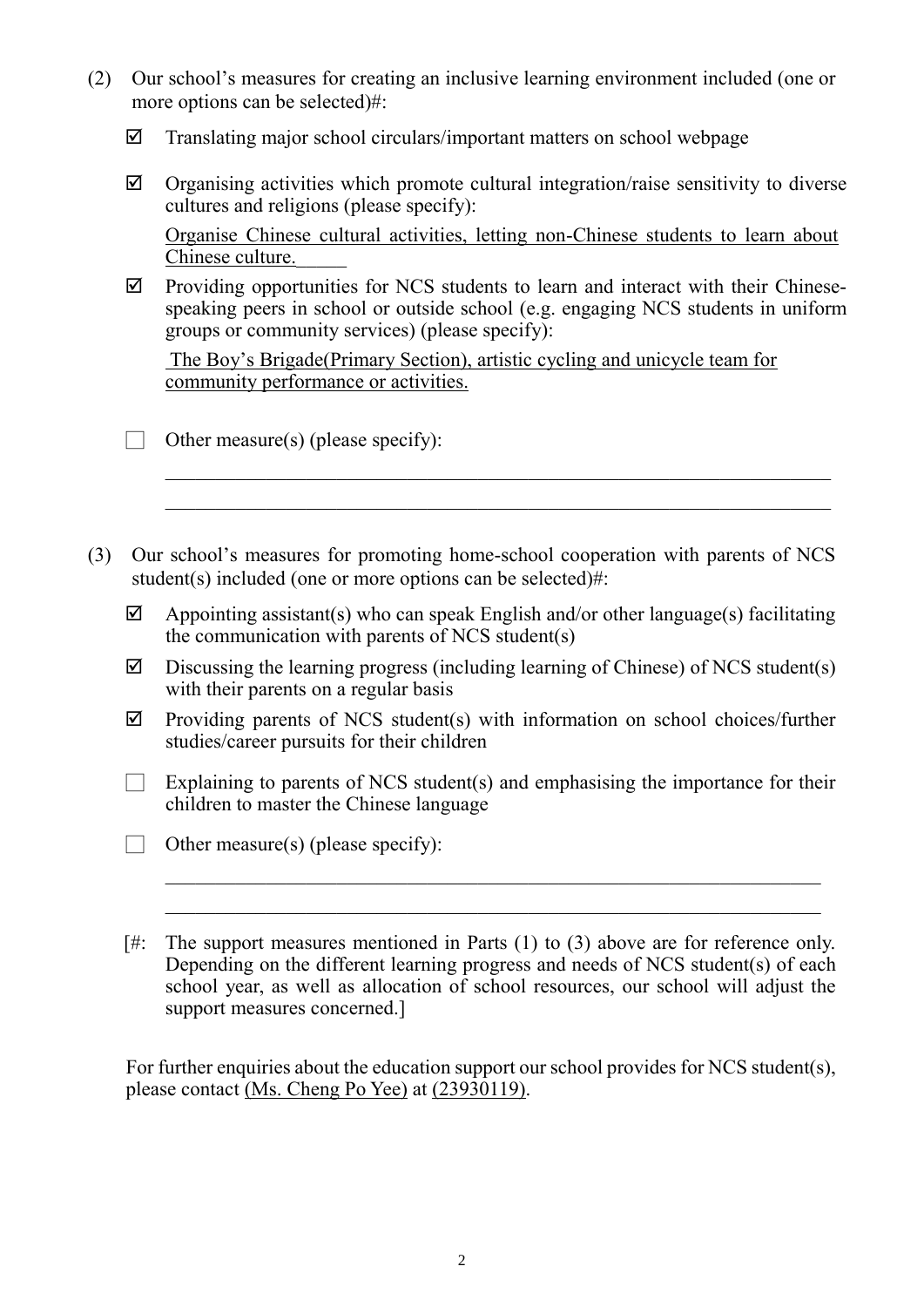(2) Our school's measures for creating an inclusive learning environment included (one or more options can be selected)#:

- ☑ Translating major school circulars/important matters on school webpage
- ☑ Organising activities which promote cultural integration/raise sensitivity to diverse cultures and religions (please specify):

  Organise Chinese cultural activities, letting non-Chinese students to learn about Chinese culture.

- ☑ Providing opportunities for NCS students to learn and interact with their Chinese-speaking peers in school or outside school (e.g. engaging NCS students in uniform groups or community services) (please specify):

  The Boy's Brigade(Primary Section), artistic cycling and unicycle team for community performance or activities.

- ☐ Other measure(s) (please specify):

  \_\_\_\_\_\_\_\_\_\_\_\_\_\_\_\_\_\_\_\_\_\_\_\_\_\_\_\_\_\_\_\_\_\_\_\_\_\_\_\_\_\_\_\_\_\_\_\_\_\_\_\_\_\_\_\_\_\_\_\_

  \_\_\_\_\_\_\_\_\_\_\_\_\_\_\_\_\_\_\_\_\_\_\_\_\_\_\_\_\_\_\_\_\_\_\_\_\_\_\_\_\_\_\_\_\_\_\_\_\_\_\_\_\_\_\_\_\_\_\_\_

(3) Our school's measures for promoting home-school cooperation with parents of NCS student(s) included (one or more options can be selected)#:

- ☑ Appointing assistant(s) who can speak English and/or other language(s) facilitating the communication with parents of NCS student(s)
- ☑ Discussing the learning progress (including learning of Chinese) of NCS student(s) with their parents on a regular basis
- ☑ Providing parents of NCS student(s) with information on school choices/further studies/career pursuits for their children
- ☐ Explaining to parents of NCS student(s) and emphasising the importance for their children to master the Chinese language
- ☐ Other measure(s) (please specify):

  \_\_\_\_\_\_\_\_\_\_\_\_\_\_\_\_\_\_\_\_\_\_\_\_\_\_\_\_\_\_\_\_\_\_\_\_\_\_\_\_\_\_\_\_\_\_\_\_\_\_\_\_\_\_\_\_\_\_\_\_

  \_\_\_\_\_\_\_\_\_\_\_\_\_\_\_\_\_\_\_\_\_\_\_\_\_\_\_\_\_\_\_\_\_\_\_\_\_\_\_\_\_\_\_\_\_\_\_\_\_\_\_\_\_\_\_\_\_\_\_\_

[#: The support measures mentioned in Parts (1) to (3) above are for reference only. Depending on the different learning progress and needs of NCS student(s) of each school year, as well as allocation of school resources, our school will adjust the support measures concerned.]

For further enquiries about the education support our school provides for NCS student(s), please contact (Ms. Cheng Po Yee) at (23930119).